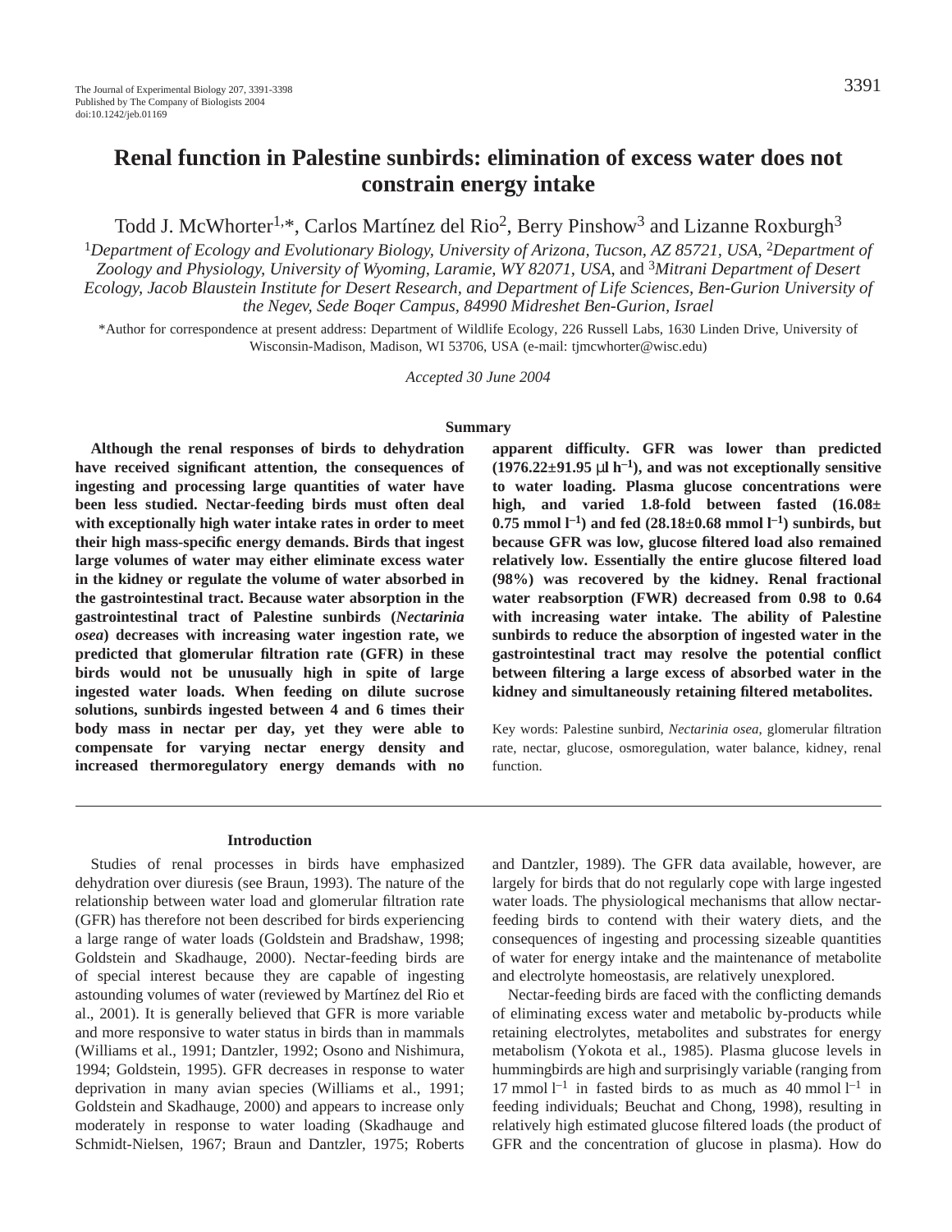# Renal function in Palestine sunbirds: elimination of excess water does not constrain energy intake

Todd J. McWhorter[1,*], Carlos Martínez del Rio[2], Berry Pinshow[3] and Lizanne Roxburgh[3]

[1]*Department of Ecology and Evolutionary Biology, University of Arizona, Tucson, AZ 85721, USA*, [2]*Department of Zoology and Physiology, University of Wyoming, Laramie, WY 82071, USA*, and [3]*Mitrani Department of Desert Ecology, Jacob Blaustein Institute for Desert Research, and Department of Life Sciences, Ben-Gurion University of the Negev, Sede Boqer Campus, 84990 Midreshet Ben-Gurion, Israel*

*Author for correspondence at present address: Department of Wildlife Ecology, 226 Russell Labs, 1630 Linden Drive, University of Wisconsin-Madison, Madison, WI 53706, USA (e-mail: tjmcwhorter@wisc.edu)

*Accepted 30 June 2004*

## Summary

**Although the renal responses of birds to dehydration have received significant attention, the consequences of ingesting and processing large quantities of water have been less studied. Nectar-feeding birds must often deal with exceptionally high water intake rates in order to meet their high mass-specific energy demands. Birds that ingest large volumes of water may either eliminate excess water in the kidney or regulate the volume of water absorbed in the gastrointestinal tract. Because water absorption in the gastrointestinal tract of Palestine sunbirds (*Nectarinia osea*) decreases with increasing water ingestion rate, we predicted that glomerular filtration rate (GFR) in these birds would not be unusually high in spite of large ingested water loads. When feeding on dilute sucrose solutions, sunbirds ingested between 4 and 6 times their body mass in nectar per day, yet they were able to compensate for varying nectar energy density and increased thermoregulatory energy demands with no apparent difficulty. GFR was lower than predicted (1976.22±91.95 μl $h^{-1}$), and was not exceptionally sensitive to water loading. Plasma glucose concentrations were high, and varied 1.8-fold between fasted (16.08±0.75 mmol $l^{-1}$) and fed (28.18±0.68 mmol $l^{-1}$) sunbirds, but because GFR was low, glucose filtered load also remained relatively low. Essentially the entire glucose filtered load (98%) was recovered by the kidney. Renal fractional water reabsorption (FWR) decreased from 0.98 to 0.64 with increasing water intake. The ability of Palestine sunbirds to reduce the absorption of ingested water in the gastrointestinal tract may resolve the potential conflict between filtering a large excess of absorbed water in the kidney and simultaneously retaining filtered metabolites.**

Key words: Palestine sunbird, *Nectarinia osea*, glomerular filtration rate, nectar, glucose, osmoregulation, water balance, kidney, renal function.

## Introduction

Studies of renal processes in birds have emphasized dehydration over diuresis (see Braun, 1993). The nature of the relationship between water load and glomerular filtration rate (GFR) has therefore not been described for birds experiencing a large range of water loads (Goldstein and Bradshaw, 1998; Goldstein and Skadhauge, 2000). Nectar-feeding birds are of special interest because they are capable of ingesting astounding volumes of water (reviewed by Martínez del Rio et al., 2001). It is generally believed that GFR is more variable and more responsive to water status in birds than in mammals (Williams et al., 1991; Dantzler, 1992; Osono and Nishimura, 1994; Goldstein, 1995). GFR decreases in response to water deprivation in many avian species (Williams et al., 1991; Goldstein and Skadhauge, 2000) and appears to increase only moderately in response to water loading (Skadhauge and Schmidt-Nielsen, 1967; Braun and Dantzler, 1975; Roberts and Dantzler, 1989). The GFR data available, however, are largely for birds that do not regularly cope with large ingested water loads. The physiological mechanisms that allow nectar-feeding birds to contend with their watery diets, and the consequences of ingesting and processing sizeable quantities of water for energy intake and the maintenance of metabolite and electrolyte homeostasis, are relatively unexplored.

Nectar-feeding birds are faced with the conflicting demands of eliminating excess water and metabolic by-products while retaining electrolytes, metabolites and substrates for energy metabolism (Yokota et al., 1985). Plasma glucose levels in hummingbirds are high and surprisingly variable (ranging from 17 mmol $l^{-1}$ in fasted birds to as much as 40 mmol $l^{-1}$ in feeding individuals; Beuchat and Chong, 1998), resulting in relatively high estimated glucose filtered loads (the product of GFR and the concentration of glucose in plasma). How do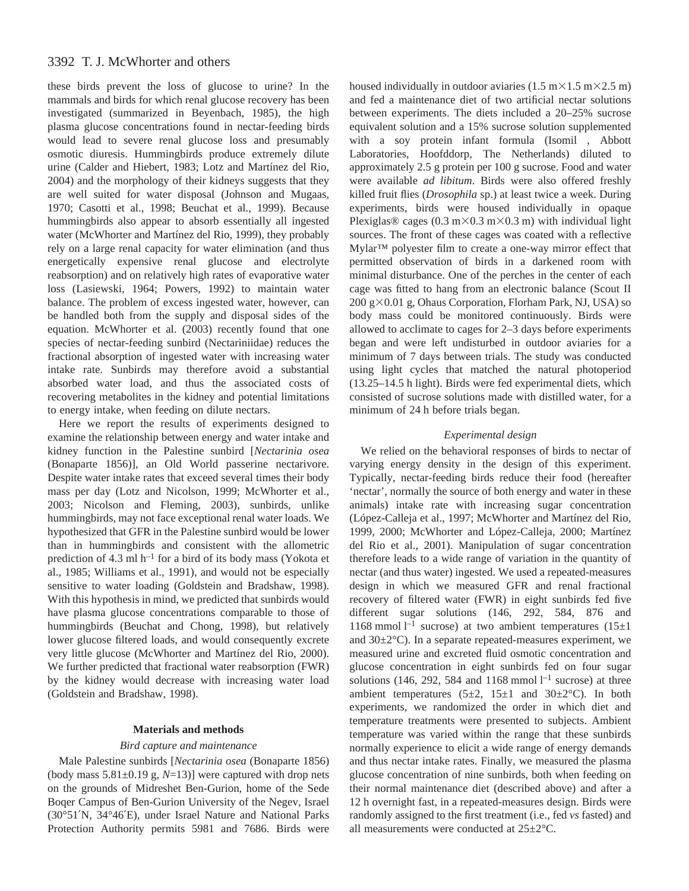these birds prevent the loss of glucose to urine? In the mammals and birds for which renal glucose recovery has been investigated (summarized in Beyenbach, 1985), the high plasma glucose concentrations found in nectar-feeding birds would lead to severe renal glucose loss and presumably osmotic diuresis. Hummingbirds produce extremely dilute urine (Calder and Hiebert, 1983; Lotz and Martínez del Rio, 2004) and the morphology of their kidneys suggests that they are well suited for water disposal (Johnson and Mugaas, 1970; Casotti et al., 1998; Beuchat et al., 1999). Because hummingbirds also appear to absorb essentially all ingested water (McWhorter and Martínez del Rio, 1999), they probably rely on a large renal capacity for water elimination (and thus energetically expensive renal glucose and electrolyte reabsorption) and on relatively high rates of evaporative water loss (Lasiewski, 1964; Powers, 1992) to maintain water balance. The problem of excess ingested water, however, can be handled both from the supply and disposal sides of the equation. McWhorter et al. (2003) recently found that one species of nectar-feeding sunbird (Nectariniidae) reduces the fractional absorption of ingested water with increasing water intake rate. Sunbirds may therefore avoid a substantial absorbed water load, and thus the associated costs of recovering metabolites in the kidney and potential limitations to energy intake, when feeding on dilute nectars.

Here we report the results of experiments designed to examine the relationship between energy and water intake and kidney function in the Palestine sunbird [*Nectarinia osea* (Bonaparte 1856)], an Old World passerine nectarivore. Despite water intake rates that exceed several times their body mass per day (Lotz and Nicolson, 1999; McWhorter et al., 2003; Nicolson and Fleming, 2003), sunbirds, unlike hummingbirds, may not face exceptional renal water loads. We hypothesized that GFR in the Palestine sunbird would be lower than in hummingbirds and consistent with the allometric prediction of 4.3 ml $h^{-1}$ for a bird of its body mass (Yokota et al., 1985; Williams et al., 1991), and would not be especially sensitive to water loading (Goldstein and Bradshaw, 1998). With this hypothesis in mind, we predicted that sunbirds would have plasma glucose concentrations comparable to those of hummingbirds (Beuchat and Chong, 1998), but relatively lower glucose filtered loads, and would consequently excrete very little glucose (McWhorter and Martínez del Rio, 2000). We further predicted that fractional water reabsorption (FWR) by the kidney would decrease with increasing water load (Goldstein and Bradshaw, 1998).

## Materials and methods

### *Bird capture and maintenance*

Male Palestine sunbirds [*Nectarinia osea* (Bonaparte 1856) (body mass 5.81±0.19 g, *N*=13)] were captured with drop nets on the grounds of Midreshet Ben-Gurion, home of the Sede Boqer Campus of Ben-Gurion University of the Negev, Israel (30°51′N, 34°46′E), under Israel Nature and National Parks Protection Authority permits 5981 and 7686. Birds were housed individually in outdoor aviaries (1.5 m×1.5 m×2.5 m) and fed a maintenance diet of two artificial nectar solutions between experiments. The diets included a 20–25% sucrose equivalent solution and a 15% sucrose solution supplemented with a soy protein infant formula (Isomil, Abbott Laboratories, Hoofddorp, The Netherlands) diluted to approximately 2.5 g protein per 100 g sucrose. Food and water were available *ad libitum*. Birds were also offered freshly killed fruit flies (*Drosophila* sp.) at least twice a week. During experiments, birds were housed individually in opaque Plexiglas® cages (0.3 m×0.3 m×0.3 m) with individual light sources. The front of these cages was coated with a reflective Mylar™ polyester film to create a one-way mirror effect that permitted observation of birds in a darkened room with minimal disturbance. One of the perches in the center of each cage was fitted to hang from an electronic balance (Scout II 200 g×0.01 g, Ohaus Corporation, Florham Park, NJ, USA) so body mass could be monitored continuously. Birds were allowed to acclimate to cages for 2–3 days before experiments began and were left undisturbed in outdoor aviaries for a minimum of 7 days between trials. The study was conducted using light cycles that matched the natural photoperiod (13.25–14.5 h light). Birds were fed experimental diets, which consisted of sucrose solutions made with distilled water, for a minimum of 24 h before trials began.

### *Experimental design*

We relied on the behavioral responses of birds to nectar of varying energy density in the design of this experiment. Typically, nectar-feeding birds reduce their food (hereafter 'nectar', normally the source of both energy and water in these animals) intake rate with increasing sugar concentration (López-Calleja et al., 1997; McWhorter and Martínez del Rio, 1999, 2000; McWhorter and López-Calleja, 2000; Martínez del Rio et al., 2001). Manipulation of sugar concentration therefore leads to a wide range of variation in the quantity of nectar (and thus water) ingested. We used a repeated-measures design in which we measured GFR and renal fractional recovery of filtered water (FWR) in eight sunbirds fed five different sugar solutions (146, 292, 584, 876 and 1168 mmol $l^{-1}$ sucrose) at two ambient temperatures (15±1 and 30±2°C). In a separate repeated-measures experiment, we measured urine and excreted fluid osmotic concentration and glucose concentration in eight sunbirds fed on four sugar solutions (146, 292, 584 and 1168 mmol $l^{-1}$ sucrose) at three ambient temperatures (5±2, 15±1 and 30±2°C). In both experiments, we randomized the order in which diet and temperature treatments were presented to subjects. Ambient temperature was varied within the range that these sunbirds normally experience to elicit a wide range of energy demands and thus nectar intake rates. Finally, we measured the plasma glucose concentration of nine sunbirds, both when feeding on their normal maintenance diet (described above) and after a 12 h overnight fast, in a repeated-measures design. Birds were randomly assigned to the first treatment (i.e., fed *vs* fasted) and all measurements were conducted at 25±2°C.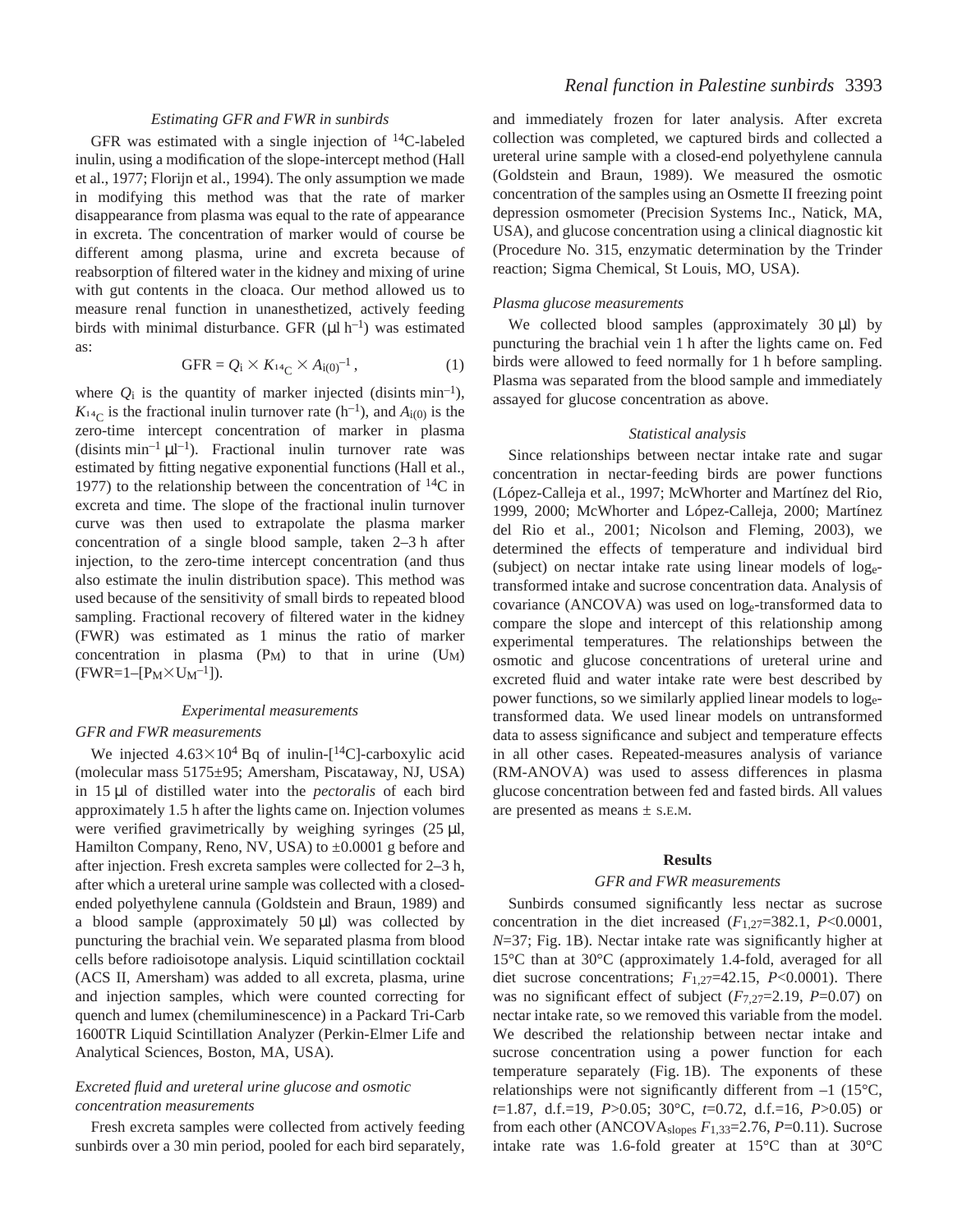### Estimating GFR and FWR in sunbirds

GFR was estimated with a single injection of $^{14}$C-labeled inulin, using a modification of the slope-intercept method (Hall et al., 1977; Florijn et al., 1994). The only assumption we made in modifying this method was that the rate of marker disappearance from plasma was equal to the rate of appearance in excreta. The concentration of marker would of course be different among plasma, urine and excreta because of reabsorption of filtered water in the kidney and mixing of urine with gut contents in the cloaca. Our method allowed us to measure renal function in unanesthetized, actively feeding birds with minimal disturbance. GFR (μl h$^{-1}$) was estimated as:

$$\mathrm{GFR} = Q_\mathrm{i} \times K_{^{14}\mathrm{C}} \times A_{\mathrm{i}(0)}{}^{-1}\,, \qquad (1)$$

where $Q_\mathrm{i}$ is the quantity of marker injected (disints min$^{-1}$), $K_{^{14}\mathrm{C}}$ is the fractional inulin turnover rate (h$^{-1}$), and $A_{\mathrm{i}(0)}$ is the zero-time intercept concentration of marker in plasma (disints min$^{-1}$ μl$^{-1}$). Fractional inulin turnover rate was estimated by fitting negative exponential functions (Hall et al., 1977) to the relationship between the concentration of $^{14}$C in excreta and time. The slope of the fractional inulin turnover curve was then used to extrapolate the plasma marker concentration of a single blood sample, taken 2–3 h after injection, to the zero-time intercept concentration (and thus also estimate the inulin distribution space). This method was used because of the sensitivity of small birds to repeated blood sampling. Fractional recovery of filtered water in the kidney (FWR) was estimated as 1 minus the ratio of marker concentration in plasma ($P_\mathrm{M}$) to that in urine ($U_\mathrm{M}$) (FWR=$1-[P_\mathrm{M}\times U_\mathrm{M}{}^{-1}]$).

### Experimental measurements

#### GFR and FWR measurements

We injected $4.63\times10^4$ Bq of inulin-[$^{14}$C]-carboxylic acid (molecular mass 5175±95; Amersham, Piscataway, NJ, USA) in 15 μl of distilled water into the *pectoralis* of each bird approximately 1.5 h after the lights came on. Injection volumes were verified gravimetrically by weighing syringes (25 μl, Hamilton Company, Reno, NV, USA) to ±0.0001 g before and after injection. Fresh excreta samples were collected for 2–3 h, after which a ureteral urine sample was collected with a closed-ended polyethylene cannula (Goldstein and Braun, 1989) and a blood sample (approximately 50 μl) was collected by puncturing the brachial vein. We separated plasma from blood cells before radioisotope analysis. Liquid scintillation cocktail (ACS II, Amersham) was added to all excreta, plasma, urine and injection samples, which were counted correcting for quench and lumex (chemiluminescence) in a Packard Tri-Carb 1600TR Liquid Scintillation Analyzer (Perkin-Elmer Life and Analytical Sciences, Boston, MA, USA).

#### Excreted fluid and ureteral urine glucose and osmotic concentration measurements

Fresh excreta samples were collected from actively feeding sunbirds over a 30 min period, pooled for each bird separately, and immediately frozen for later analysis. After excreta collection was completed, we captured birds and collected a ureteral urine sample with a closed-end polyethylene cannula (Goldstein and Braun, 1989). We measured the osmotic concentration of the samples using an Osmette II freezing point depression osmometer (Precision Systems Inc., Natick, MA, USA), and glucose concentration using a clinical diagnostic kit (Procedure No. 315, enzymatic determination by the Trinder reaction; Sigma Chemical, St Louis, MO, USA).

#### Plasma glucose measurements

We collected blood samples (approximately 30 μl) by puncturing the brachial vein 1 h after the lights came on. Fed birds were allowed to feed normally for 1 h before sampling. Plasma was separated from the blood sample and immediately assayed for glucose concentration as above.

### Statistical analysis

Since relationships between nectar intake rate and sugar concentration in nectar-feeding birds are power functions (López-Calleja et al., 1997; McWhorter and Martínez del Rio, 1999, 2000; McWhorter and López-Calleja, 2000; Martínez del Rio et al., 2001; Nicolson and Fleming, 2003), we determined the effects of temperature and individual bird (subject) on nectar intake rate using linear models of $\log_e$-transformed intake and sucrose concentration data. Analysis of covariance (ANCOVA) was used on $\log_e$-transformed data to compare the slope and intercept of this relationship among experimental temperatures. The relationships between the osmotic and glucose concentrations of ureteral urine and excreted fluid and water intake rate were best described by power functions, so we similarly applied linear models to $\log_e$-transformed data. We used linear models on untransformed data to assess significance and subject and temperature effects in all other cases. Repeated-measures analysis of variance (RM-ANOVA) was used to assess differences in plasma glucose concentration between fed and fasted birds. All values are presented as means ± S.E.M.

## Results

### GFR and FWR measurements

Sunbirds consumed significantly less nectar as sucrose concentration in the diet increased ($F_{1,27}$=382.1, $P$<0.0001, $N$=37; Fig. 1B). Nectar intake rate was significantly higher at 15°C than at 30°C (approximately 1.4-fold, averaged for all diet sucrose concentrations; $F_{1,27}$=42.15, $P$<0.0001). There was no significant effect of subject ($F_{7,27}$=2.19, $P$=0.07) on nectar intake rate, so we removed this variable from the model. We described the relationship between nectar intake and sucrose concentration using a power function for each temperature separately (Fig. 1B). The exponents of these relationships were not significantly different from –1 (15°C, $t$=1.87, d.f.=19, $P$>0.05; 30°C, $t$=0.72, d.f.=16, $P$>0.05) or from each other (ANCOVA$_\mathrm{slopes}$ $F_{1,33}$=2.76, $P$=0.11). Sucrose intake rate was 1.6-fold greater at 15°C than at 30°C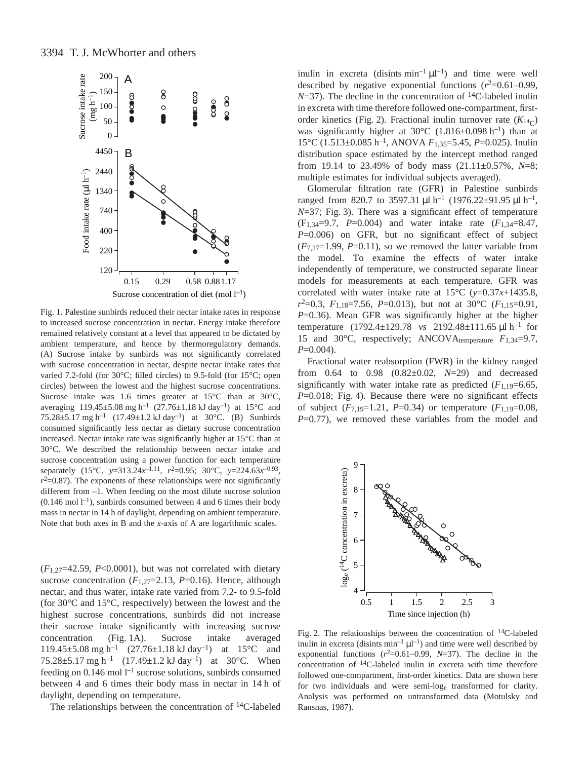Fig. 1. Palestine sunbirds reduced their nectar intake rates in response to increased sucrose concentration in nectar. Energy intake therefore remained relatively constant at a level that appeared to be dictated by ambient temperature, and hence by thermoregulatory demands. (A) Sucrose intake by sunbirds was not significantly correlated with sucrose concentration in nectar, despite nectar intake rates that varied 7.2-fold (for 30°C; filled circles) to 9.5-fold (for 15°C; open circles) between the lowest and the highest sucrose concentrations. Sucrose intake was 1.6 times greater at 15°C than at 30°C, averaging 119.45±5.08 mg h$^{-1}$ (27.76±1.18 kJ day$^{-1}$) at 15°C and 75.28±5.17 mg h$^{-1}$ (17.49±1.2 kJ day$^{-1}$) at 30°C. (B) Sunbirds consumed significantly less nectar as dietary sucrose concentration increased. Nectar intake rate was significantly higher at 15°C than at 30°C. We described the relationship between nectar intake and sucrose concentration using a power function for each temperature separately (15°C, $y$=313.24$x^{-1.11}$, $r^2$=0.95; 30°C, $y$=224.63$x^{-0.93}$, $r^2$=0.87). The exponents of these relationships were not significantly different from –1. When feeding on the most dilute sucrose solution (0.146 mol l$^{-1}$), sunbirds consumed between 4 and 6 times their body mass in nectar in 14 h of daylight, depending on ambient temperature. Note that both axes in B and the $x$-axis of A are logarithmic scales.

($F_{1,27}$=42.59, $P$<0.0001), but was not correlated with dietary sucrose concentration ($F_{1,27}$=2.13, $P$=0.16). Hence, although nectar, and thus water, intake rate varied from 7.2- to 9.5-fold (for 30°C and 15°C, respectively) between the lowest and the highest sucrose concentrations, sunbirds did not increase their sucrose intake significantly with increasing sucrose concentration (Fig. 1A). Sucrose intake averaged 119.45±5.08 mg h$^{-1}$ (27.76±1.18 kJ day$^{-1}$) at 15°C and 75.28±5.17 mg h$^{-1}$ (17.49±1.2 kJ day$^{-1}$) at 30°C. When feeding on 0.146 mol l$^{-1}$ sucrose solutions, sunbirds consumed between 4 and 6 times their body mass in nectar in 14 h of daylight, depending on temperature.

The relationships between the concentration of $^{14}$C-labeled inulin in excreta (disints min$^{-1}$ µl$^{-1}$) and time were well described by negative exponential functions ($r^2$=0.61–0.99, $N$=37). The decline in the concentration of $^{14}$C-labeled inulin in excreta with time therefore followed one-compartment, first-order kinetics (Fig. 2). Fractional inulin turnover rate ($K_{^{14}C}$) was significantly higher at 30°C (1.816±0.098 h$^{-1}$) than at 15°C (1.513±0.085 h$^{-1}$, ANOVA $F_{1,35}$=5.45, $P$=0.025). Inulin distribution space estimated by the intercept method ranged from 19.14 to 23.49% of body mass (21.11±0.57%, $N$=8; multiple estimates for individual subjects averaged).

Glomerular filtration rate (GFR) in Palestine sunbirds ranged from 820.7 to 3597.31 µl h$^{-1}$ (1976.22±91.95 µl h$^{-1}$, $N$=37; Fig. 3). There was a significant effect of temperature ($F_{1,34}$=9.7, $P$=0.004) and water intake rate ($F_{1,34}$=8.47, $P$=0.006) on GFR, but no significant effect of subject ($F_{7,27}$=1.99, $P$=0.11), so we removed the latter variable from the model. To examine the effects of water intake independently of temperature, we constructed separate linear models for measurements at each temperature. GFR was correlated with water intake rate at 15°C ($y$=0.37$x$+1435.8, $r^2$=0.3, $F_{1,18}$=7.56, $P$=0.013), but not at 30°C ($F_{1,15}$=0.91, $P$=0.36). Mean GFR was significantly higher at the higher temperature (1792.4±129.78 *vs* 2192.48±111.65 µl h$^{-1}$ for 15 and 30°C, respectively; ANCOVA$_{\text{temperature}}$ $F_{1,34}$=9.7, $P$=0.004).

Fractional water reabsorption (FWR) in the kidney ranged from 0.64 to 0.98 (0.82±0.02, $N$=29) and decreased significantly with water intake rate as predicted ($F_{1,19}$=6.65, $P$=0.018; Fig. 4). Because there were no significant effects of subject ($F_{7,19}$=1.21, $P$=0.34) or temperature ($F_{1,19}$=0.08, $P$=0.77), we removed these variables from the model and

Fig. 2. The relationships between the concentration of $^{14}$C-labeled inulin in excreta (disints min$^{-1}$ µl$^{-1}$) and time were well described by exponential functions ($r^2$=0.61–0.99, $N$=37). The decline in the concentration of $^{14}$C-labeled inulin in excreta with time therefore followed one-compartment, first-order kinetics. Data are shown here for two individuals and were semi-log$_e$ transformed for clarity. Analysis was performed on untransformed data (Motulsky and Ransnas, 1987).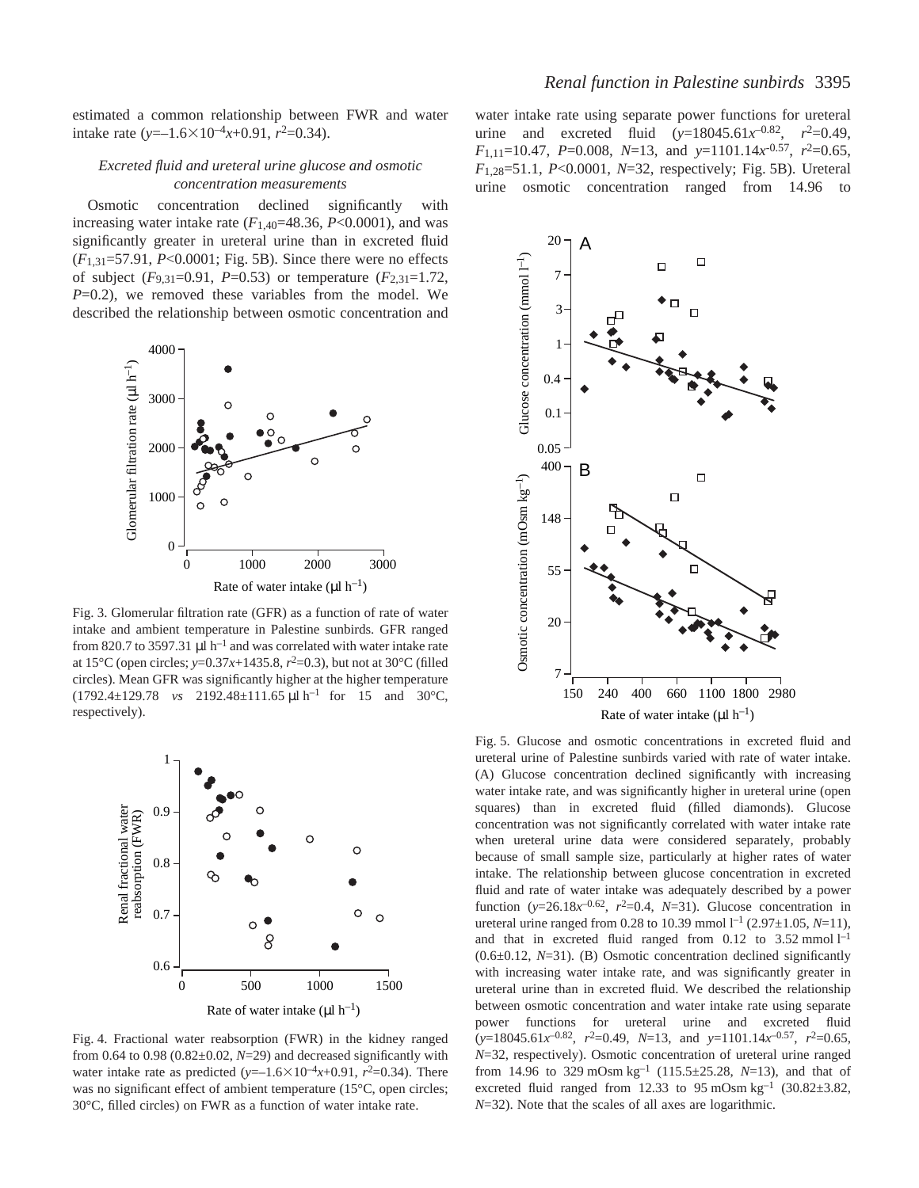estimated a common relationship between FWR and water intake rate ($y$=–1.6×10$^{-4}$$x$+0.91, $r^2$=0.34).

### *Excreted fluid and ureteral urine glucose and osmotic concentration measurements*

Osmotic concentration declined significantly with increasing water intake rate ($F_{1,40}$=48.36, $P$<0.0001), and was significantly greater in ureteral urine than in excreted fluid ($F_{1,31}$=57.91, $P$<0.0001; Fig. 5B). Since there were no effects of subject ($F_{9,31}$=0.91, $P$=0.53) or temperature ($F_{2,31}$=1.72, $P$=0.2), we removed these variables from the model. We described the relationship between osmotic concentration and water intake rate using separate power functions for ureteral urine and excreted fluid ($y$=18045.61$x^{-0.82}$, $r^2$=0.49, $F_{1,11}$=10.47, $P$=0.008, $N$=13, and $y$=1101.14$x^{-0.57}$, $r^2$=0.65, $F_{1,28}$=51.1, $P$<0.0001, $N$=32, respectively; Fig. 5B). Ureteral urine osmotic concentration ranged from 14.96 to

Fig. 3. Glomerular filtration rate (GFR) as a function of rate of water intake and ambient temperature in Palestine sunbirds. GFR ranged from 820.7 to 3597.31 µl h$^{-1}$ and was correlated with water intake rate at 15°C (open circles; $y$=0.37$x$+1435.8, $r^2$=0.3), but not at 30°C (filled circles). Mean GFR was significantly higher at the higher temperature (1792.4±129.78 *vs* 2192.48±111.65 µl h$^{-1}$ for 15 and 30°C, respectively).

Fig. 4. Fractional water reabsorption (FWR) in the kidney ranged from 0.64 to 0.98 (0.82±0.02, $N$=29) and decreased significantly with water intake rate as predicted ($y$=–1.6×10$^{-4}$$x$+0.91, $r^2$=0.34). There was no significant effect of ambient temperature (15°C, open circles; 30°C, filled circles) on FWR as a function of water intake rate.

Fig. 5. Glucose and osmotic concentrations in excreted fluid and ureteral urine of Palestine sunbirds varied with rate of water intake. (A) Glucose concentration declined significantly with increasing water intake rate, and was significantly higher in ureteral urine (open squares) than in excreted fluid (filled diamonds). Glucose concentration was not significantly correlated with water intake rate when ureteral urine data were considered separately, probably because of small sample size, particularly at higher rates of water intake. The relationship between glucose concentration in excreted fluid and rate of water intake was adequately described by a power function ($y$=26.18$x^{-0.62}$, $r^2$=0.4, $N$=31). Glucose concentration in ureteral urine ranged from 0.28 to 10.39 mmol l$^{-1}$ (2.97±1.05, $N$=11), and that in excreted fluid ranged from 0.12 to 3.52 mmol l$^{-1}$ (0.6±0.12, $N$=31). (B) Osmotic concentration declined significantly with increasing water intake rate, and was significantly greater in ureteral urine than in excreted fluid. We described the relationship between osmotic concentration and water intake rate using separate power functions for ureteral urine and excreted fluid ($y$=18045.61$x^{-0.82}$, $r^2$=0.49, $N$=13, and $y$=1101.14$x^{-0.57}$, $r^2$=0.65, $N$=32, respectively). Osmotic concentration of ureteral urine ranged from 14.96 to 329 mOsm kg$^{-1}$ (115.5±25.28, $N$=13), and that of excreted fluid ranged from 12.33 to 95 mOsm kg$^{-1}$ (30.82±3.82, $N$=32). Note that the scales of all axes are logarithmic.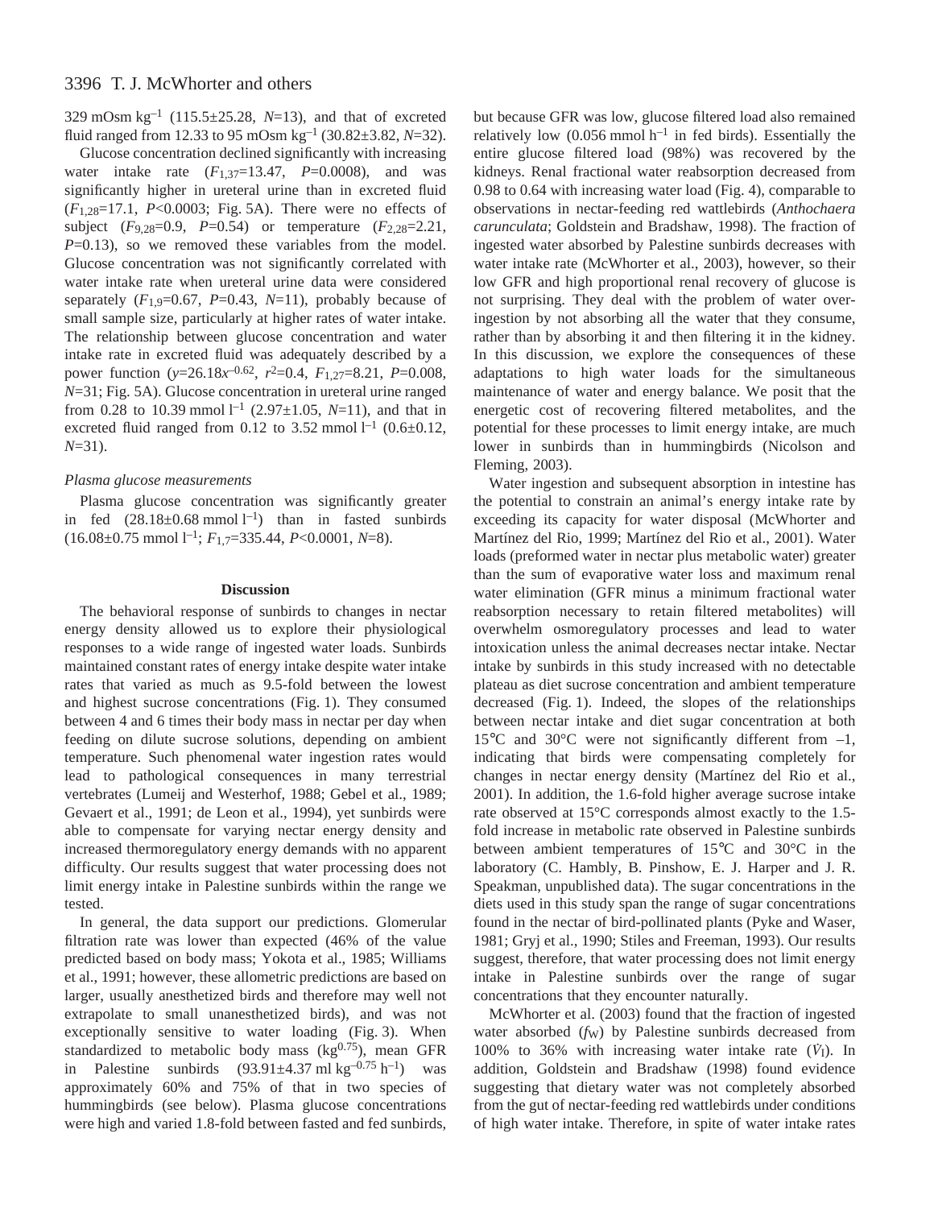329 mOsm kg$^{-1}$ (115.5±25.28, $N$=13), and that of excreted fluid ranged from 12.33 to 95 mOsm kg$^{-1}$ (30.82±3.82, $N$=32).

Glucose concentration declined significantly with increasing water intake rate ($F_{1,37}$=13.47, $P$=0.0008), and was significantly higher in ureteral urine than in excreted fluid ($F_{1,28}$=17.1, $P$<0.0003; Fig. 5A). There were no effects of subject ($F_{9,28}$=0.9, $P$=0.54) or temperature ($F_{2,28}$=2.21, $P$=0.13), so we removed these variables from the model. Glucose concentration was not significantly correlated with water intake rate when ureteral urine data were considered separately ($F_{1,9}$=0.67, $P$=0.43, $N$=11), probably because of small sample size, particularly at higher rates of water intake. The relationship between glucose concentration and water intake rate in excreted fluid was adequately described by a power function ($y=26.18x^{-0.62}$, $r^2$=0.4, $F_{1,27}$=8.21, $P$=0.008, $N$=31; Fig. 5A). Glucose concentration in ureteral urine ranged from 0.28 to 10.39 mmol l$^{-1}$ (2.97±1.05, $N$=11), and that in excreted fluid ranged from 0.12 to 3.52 mmol l$^{-1}$ (0.6±0.12, $N$=31).

### *Plasma glucose measurements*

Plasma glucose concentration was significantly greater in fed (28.18±0.68 mmol l$^{-1}$) than in fasted sunbirds (16.08±0.75 mmol l$^{-1}$; $F_{1,7}$=335.44, $P$<0.0001, $N$=8).

## Discussion

The behavioral response of sunbirds to changes in nectar energy density allowed us to explore their physiological responses to a wide range of ingested water loads. Sunbirds maintained constant rates of energy intake despite water intake rates that varied as much as 9.5-fold between the lowest and highest sucrose concentrations (Fig. 1). They consumed between 4 and 6 times their body mass in nectar per day when feeding on dilute sucrose solutions, depending on ambient temperature. Such phenomenal water ingestion rates would lead to pathological consequences in many terrestrial vertebrates (Lumeij and Westerhof, 1988; Gebel et al., 1989; Gevaert et al., 1991; de Leon et al., 1994), yet sunbirds were able to compensate for varying nectar energy density and increased thermoregulatory energy demands with no apparent difficulty. Our results suggest that water processing does not limit energy intake in Palestine sunbirds within the range we tested.

In general, the data support our predictions. Glomerular filtration rate was lower than expected (46% of the value predicted based on body mass; Yokota et al., 1985; Williams et al., 1991; however, these allometric predictions are based on larger, usually anesthetized birds and therefore may well not extrapolate to small unanesthetized birds), and was not exceptionally sensitive to water loading (Fig. 3). When standardized to metabolic body mass (kg$^{0.75}$), mean GFR in Palestine sunbirds (93.91±4.37 ml kg$^{-0.75}$ h$^{-1}$) was approximately 60% and 75% of that in two species of hummingbirds (see below). Plasma glucose concentrations were high and varied 1.8-fold between fasted and fed sunbirds, but because GFR was low, glucose filtered load also remained relatively low (0.056 mmol h$^{-1}$ in fed birds). Essentially the entire glucose filtered load (98%) was recovered by the kidneys. Renal fractional water reabsorption decreased from 0.98 to 0.64 with increasing water load (Fig. 4), comparable to observations in nectar-feeding red wattlebirds (*Anthochaera carunculata*; Goldstein and Bradshaw, 1998). The fraction of ingested water absorbed by Palestine sunbirds decreases with water intake rate (McWhorter et al., 2003), however, so their low GFR and high proportional renal recovery of glucose is not surprising. They deal with the problem of water over-ingestion by not absorbing all the water that they consume, rather than by absorbing it and then filtering it in the kidney. In this discussion, we explore the consequences of these adaptations to high water loads for the simultaneous maintenance of water and energy balance. We posit that the energetic cost of recovering filtered metabolites, and the potential for these processes to limit energy intake, are much lower in sunbirds than in hummingbirds (Nicolson and Fleming, 2003).

Water ingestion and subsequent absorption in intestine has the potential to constrain an animal's energy intake rate by exceeding its capacity for water disposal (McWhorter and Martínez del Rio, 1999; Martínez del Rio et al., 2001). Water loads (preformed water in nectar plus metabolic water) greater than the sum of evaporative water loss and maximum renal water elimination (GFR minus a minimum fractional water reabsorption necessary to retain filtered metabolites) will overwhelm osmoregulatory processes and lead to water intoxication unless the animal decreases nectar intake. Nectar intake by sunbirds in this study increased with no detectable plateau as diet sucrose concentration and ambient temperature decreased (Fig. 1). Indeed, the slopes of the relationships between nectar intake and diet sugar concentration at both 15°C and 30°C were not significantly different from –1, indicating that birds were compensating completely for changes in nectar energy density (Martínez del Rio et al., 2001). In addition, the 1.6-fold higher average sucrose intake rate observed at 15°C corresponds almost exactly to the 1.5-fold increase in metabolic rate observed in Palestine sunbirds between ambient temperatures of 15°C and 30°C in the laboratory (C. Hambly, B. Pinshow, E. J. Harper and J. R. Speakman, unpublished data). The sugar concentrations in the diets used in this study span the range of sugar concentrations found in the nectar of bird-pollinated plants (Pyke and Waser, 1981; Gryj et al., 1990; Stiles and Freeman, 1993). Our results suggest, therefore, that water processing does not limit energy intake in Palestine sunbirds over the range of sugar concentrations that they encounter naturally.

McWhorter et al. (2003) found that the fraction of ingested water absorbed ($f_W$) by Palestine sunbirds decreased from 100% to 36% with increasing water intake rate ($\dot{V}_I$). In addition, Goldstein and Bradshaw (1998) found evidence suggesting that dietary water was not completely absorbed from the gut of nectar-feeding red wattlebirds under conditions of high water intake. Therefore, in spite of water intake rates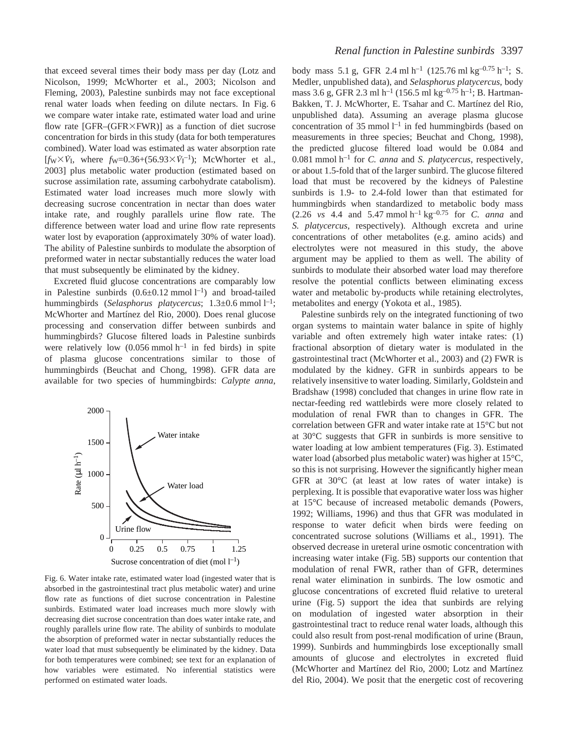that exceed several times their body mass per day (Lotz and Nicolson, 1999; McWhorter et al., 2003; Nicolson and Fleming, 2003), Palestine sunbirds may not face exceptional renal water loads when feeding on dilute nectars. In Fig. 6 we compare water intake rate, estimated water load and urine flow rate [GFR–(GFR×FWR)] as a function of diet sucrose concentration for birds in this study (data for both temperatures combined). Water load was estimated as water absorption rate [$f_W \times \dot{V}_I$, where $f_W = 0.36 + (56.93 \times \dot{V}_I^{-1})$; McWhorter et al., 2003] plus metabolic water production (estimated based on sucrose assimilation rate, assuming carbohydrate catabolism). Estimated water load increases much more slowly with decreasing sucrose concentration in nectar than does water intake rate, and roughly parallels urine flow rate. The difference between water load and urine flow rate represents water lost by evaporation (approximately 30% of water load). The ability of Palestine sunbirds to modulate the absorption of preformed water in nectar substantially reduces the water load that must subsequently be eliminated by the kidney.

Excreted fluid glucose concentrations are comparably low in Palestine sunbirds ($0.6 \pm 0.12$ mmol $l^{-1}$) and broad-tailed hummingbirds (*Selasphorus platycercus*; $1.3 \pm 0.6$ mmol $l^{-1}$; McWhorter and Martínez del Rio, 2000). Does renal glucose processing and conservation differ between sunbirds and hummingbirds? Glucose filtered loads in Palestine sunbirds were relatively low (0.056 mmol $h^{-1}$ in fed birds) in spite of plasma glucose concentrations similar to those of hummingbirds (Beuchat and Chong, 1998). GFR data are available for two species of hummingbirds: *Calypte anna*, body mass 5.1 g, GFR 2.4 ml $h^{-1}$ (125.76 ml $kg^{-0.75}$ $h^{-1}$; S. Medler, unpublished data), and *Selasphorus platycercus*, body mass 3.6 g, GFR 2.3 ml $h^{-1}$ (156.5 ml $kg^{-0.75}$ $h^{-1}$; B. Hartman-Bakken, T. J. McWhorter, E. Tsahar and C. Martínez del Rio, unpublished data). Assuming an average plasma glucose concentration of 35 mmol $l^{-1}$ in fed hummingbirds (based on measurements in three species; Beuchat and Chong, 1998), the predicted glucose filtered load would be 0.084 and 0.081 mmol $h^{-1}$ for *C. anna* and *S. platycercus*, respectively, or about 1.5-fold that of the larger sunbird. The glucose filtered load that must be recovered by the kidneys of Palestine sunbirds is 1.9- to 2.4-fold lower than that estimated for hummingbirds when standardized to metabolic body mass (2.26 *vs* 4.4 and 5.47 mmol $h^{-1}$ $kg^{-0.75}$ for *C. anna* and *S. platycercus*, respectively). Although excreta and urine concentrations of other metabolites (e.g. amino acids) and electrolytes were not measured in this study, the above argument may be applied to them as well. The ability of sunbirds to modulate their absorbed water load may therefore resolve the potential conflicts between eliminating excess water and metabolic by-products while retaining electrolytes, metabolites and energy (Yokota et al., 1985).

Fig. 6. Water intake rate, estimated water load (ingested water that is absorbed in the gastrointestinal tract plus metabolic water) and urine flow rate as functions of diet sucrose concentration in Palestine sunbirds. Estimated water load increases much more slowly with decreasing diet sucrose concentration than does water intake rate, and roughly parallels urine flow rate. The ability of sunbirds to modulate the absorption of preformed water in nectar substantially reduces the water load that must subsequently be eliminated by the kidney. Data for both temperatures were combined; see text for an explanation of how variables were estimated. No inferential statistics were performed on estimated water loads.

Palestine sunbirds rely on the integrated functioning of two organ systems to maintain water balance in spite of highly variable and often extremely high water intake rates: (1) fractional absorption of dietary water is modulated in the gastrointestinal tract (McWhorter et al., 2003) and (2) FWR is modulated by the kidney. GFR in sunbirds appears to be relatively insensitive to water loading. Similarly, Goldstein and Bradshaw (1998) concluded that changes in urine flow rate in nectar-feeding red wattlebirds were more closely related to modulation of renal FWR than to changes in GFR. The correlation between GFR and water intake rate at 15°C but not at 30°C suggests that GFR in sunbirds is more sensitive to water loading at low ambient temperatures (Fig. 3). Estimated water load (absorbed plus metabolic water) was higher at 15°C, so this is not surprising. However the significantly higher mean GFR at 30°C (at least at low rates of water intake) is perplexing. It is possible that evaporative water loss was higher at 15°C because of increased metabolic demands (Powers, 1992; Williams, 1996) and thus that GFR was modulated in response to water deficit when birds were feeding on concentrated sucrose solutions (Williams et al., 1991). The observed decrease in ureteral urine osmotic concentration with increasing water intake (Fig. 5B) supports our contention that modulation of renal FWR, rather than of GFR, determines renal water elimination in sunbirds. The low osmotic and glucose concentrations of excreted fluid relative to ureteral urine (Fig. 5) support the idea that sunbirds are relying on modulation of ingested water absorption in their gastrointestinal tract to reduce renal water loads, although this could also result from post-renal modification of urine (Braun, 1999). Sunbirds and hummingbirds lose exceptionally small amounts of glucose and electrolytes in excreted fluid (McWhorter and Martínez del Rio, 2000; Lotz and Martínez del Rio, 2004). We posit that the energetic cost of recovering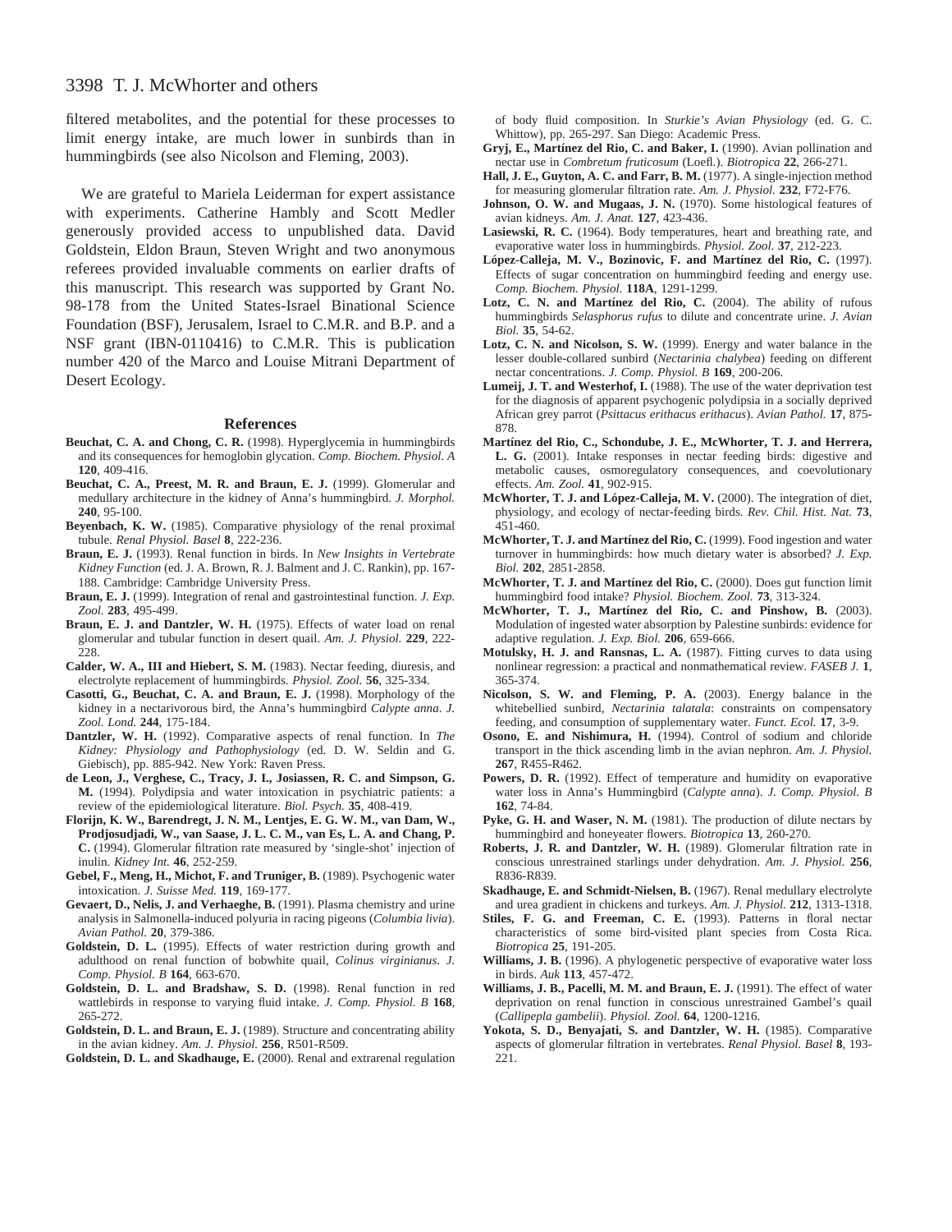filtered metabolites, and the potential for these processes to limit energy intake, are much lower in sunbirds than in hummingbirds (see also Nicolson and Fleming, 2003).

We are grateful to Mariela Leiderman for expert assistance with experiments. Catherine Hambly and Scott Medler generously provided access to unpublished data. David Goldstein, Eldon Braun, Steven Wright and two anonymous referees provided invaluable comments on earlier drafts of this manuscript. This research was supported by Grant No. 98-178 from the United States-Israel Binational Science Foundation (BSF), Jerusalem, Israel to C.M.R. and B.P. and a NSF grant (IBN-0110416) to C.M.R. This is publication number 420 of the Marco and Louise Mitrani Department of Desert Ecology.

## References

**Beuchat, C. A. and Chong, C. R.** (1998). Hyperglycemia in hummingbirds and its consequences for hemoglobin glycation. *Comp. Biochem. Physiol. A* **120**, 409-416.

**Beuchat, C. A., Preest, M. R. and Braun, E. J.** (1999). Glomerular and medullary architecture in the kidney of Anna's hummingbird. *J. Morphol.* **240**, 95-100.

**Beyenbach, K. W.** (1985). Comparative physiology of the renal proximal tubule. *Renal Physiol. Basel* **8**, 222-236.

**Braun, E. J.** (1993). Renal function in birds. In *New Insights in Vertebrate Kidney Function* (ed. J. A. Brown, R. J. Balment and J. C. Rankin), pp. 167-188. Cambridge: Cambridge University Press.

**Braun, E. J.** (1999). Integration of renal and gastrointestinal function. *J. Exp. Zool.* **283**, 495-499.

**Braun, E. J. and Dantzler, W. H.** (1975). Effects of water load on renal glomerular and tubular function in desert quail. *Am. J. Physiol.* **229**, 222-228.

**Calder, W. A., III and Hiebert, S. M.** (1983). Nectar feeding, diuresis, and electrolyte replacement of hummingbirds. *Physiol. Zool.* **56**, 325-334.

**Casotti, G., Beuchat, C. A. and Braun, E. J.** (1998). Morphology of the kidney in a nectarivorous bird, the Anna's hummingbird *Calypte anna*. *J. Zool. Lond.* **244**, 175-184.

**Dantzler, W. H.** (1992). Comparative aspects of renal function. In *The Kidney: Physiology and Pathophysiology* (ed. D. W. Seldin and G. Giebisch), pp. 885-942. New York: Raven Press.

**de Leon, J., Verghese, C., Tracy, J. I., Josiassen, R. C. and Simpson, G. M.** (1994). Polydipsia and water intoxication in psychiatric patients: a review of the epidemiological literature. *Biol. Psych.* **35**, 408-419.

**Florijn, K. W., Barendregt, J. N. M., Lentjes, E. G. W. M., van Dam, W., Prodjosudjadi, W., van Saase, J. L. C. M., van Es, L. A. and Chang, P. C.** (1994). Glomerular filtration rate measured by 'single-shot' injection of inulin. *Kidney Int.* **46**, 252-259.

**Gebel, F., Meng, H., Michot, F. and Truniger, B.** (1989). Psychogenic water intoxication. *J. Suisse Med.* **119**, 169-177.

**Gevaert, D., Nelis, J. and Verhaeghe, B.** (1991). Plasma chemistry and urine analysis in Salmonella-induced polyuria in racing pigeons (*Columbia livia*). *Avian Pathol.* **20**, 379-386.

**Goldstein, D. L.** (1995). Effects of water restriction during growth and adulthood on renal function of bobwhite quail, *Colinus virginianus*. *J. Comp. Physiol. B* **164**, 663-670.

**Goldstein, D. L. and Bradshaw, S. D.** (1998). Renal function in red wattlebirds in response to varying fluid intake. *J. Comp. Physiol. B* **168**, 265-272.

**Goldstein, D. L. and Braun, E. J.** (1989). Structure and concentrating ability in the avian kidney. *Am. J. Physiol.* **256**, R501-R509.

**Goldstein, D. L. and Skadhauge, E.** (2000). Renal and extrarenal regulation of body fluid composition. In *Sturkie's Avian Physiology* (ed. G. C. Whittow), pp. 265-297. San Diego: Academic Press.

**Gryj, E., Martínez del Rio, C. and Baker, I.** (1990). Avian pollination and nectar use in *Combretum fruticosum* (Loefl.). *Biotropica* **22**, 266-271.

**Hall, J. E., Guyton, A. C. and Farr, B. M.** (1977). A single-injection method for measuring glomerular filtration rate. *Am. J. Physiol.* **232**, F72-F76.

**Johnson, O. W. and Mugaas, J. N.** (1970). Some histological features of avian kidneys. *Am. J. Anat.* **127**, 423-436.

**Lasiewski, R. C.** (1964). Body temperatures, heart and breathing rate, and evaporative water loss in hummingbirds. *Physiol. Zool.* **37**, 212-223.

**López-Calleja, M. V., Bozinovic, F. and Martínez del Rio, C.** (1997). Effects of sugar concentration on hummingbird feeding and energy use. *Comp. Biochem. Physiol.* **118A**, 1291-1299.

**Lotz, C. N. and Martínez del Rio, C.** (2004). The ability of rufous hummingbirds *Selasphorus rufus* to dilute and concentrate urine. *J. Avian Biol.* **35**, 54-62.

**Lotz, C. N. and Nicolson, S. W.** (1999). Energy and water balance in the lesser double-collared sunbird (*Nectarinia chalybea*) feeding on different nectar concentrations. *J. Comp. Physiol. B* **169**, 200-206.

**Lumeij, J. T. and Westerhof, I.** (1988). The use of the water deprivation test for the diagnosis of apparent psychogenic polydipsia in a socially deprived African grey parrot (*Psittacus erithacus erithacus*). *Avian Pathol.* **17**, 875-878.

**Martínez del Rio, C., Schondube, J. E., McWhorter, T. J. and Herrera, L. G.** (2001). Intake responses in nectar feeding birds: digestive and metabolic causes, osmoregulatory consequences, and coevolutionary effects. *Am. Zool.* **41**, 902-915.

**McWhorter, T. J. and López-Calleja, M. V.** (2000). The integration of diet, physiology, and ecology of nectar-feeding birds. *Rev. Chil. Hist. Nat.* **73**, 451-460.

**McWhorter, T. J. and Martínez del Rio, C.** (1999). Food ingestion and water turnover in hummingbirds: how much dietary water is absorbed? *J. Exp. Biol.* **202**, 2851-2858.

**McWhorter, T. J. and Martínez del Rio, C.** (2000). Does gut function limit hummingbird food intake? *Physiol. Biochem. Zool.* **73**, 313-324.

**McWhorter, T. J., Martínez del Rio, C. and Pinshow, B.** (2003). Modulation of ingested water absorption by Palestine sunbirds: evidence for adaptive regulation. *J. Exp. Biol.* **206**, 659-666.

**Motulsky, H. J. and Ransnas, L. A.** (1987). Fitting curves to data using nonlinear regression: a practical and nonmathematical review. *FASEB J.* **1**, 365-374.

**Nicolson, S. W. and Fleming, P. A.** (2003). Energy balance in the whitebellied sunbird, *Nectarinia talatala*: constraints on compensatory feeding, and consumption of supplementary water. *Funct. Ecol.* **17**, 3-9.

**Osono, E. and Nishimura, H.** (1994). Control of sodium and chloride transport in the thick ascending limb in the avian nephron. *Am. J. Physiol.* **267**, R455-R462.

**Powers, D. R.** (1992). Effect of temperature and humidity on evaporative water loss in Anna's Hummingbird (*Calypte anna*). *J. Comp. Physiol. B* **162**, 74-84.

**Pyke, G. H. and Waser, N. M.** (1981). The production of dilute nectars by hummingbird and honeyeater flowers. *Biotropica* **13**, 260-270.

**Roberts, J. R. and Dantzler, W. H.** (1989). Glomerular filtration rate in conscious unrestrained starlings under dehydration. *Am. J. Physiol.* **256**, R836-R839.

**Skadhauge, E. and Schmidt-Nielsen, B.** (1967). Renal medullary electrolyte and urea gradient in chickens and turkeys. *Am. J. Physiol.* **212**, 1313-1318.

**Stiles, F. G. and Freeman, C. E.** (1993). Patterns in floral nectar characteristics of some bird-visited plant species from Costa Rica. *Biotropica* **25**, 191-205.

**Williams, J. B.** (1996). A phylogenetic perspective of evaporative water loss in birds. *Auk* **113**, 457-472.

**Williams, J. B., Pacelli, M. M. and Braun, E. J.** (1991). The effect of water deprivation on renal function in conscious unrestrained Gambel's quail (*Callipepla gambelii*). *Physiol. Zool.* **64**, 1200-1216.

**Yokota, S. D., Benyajati, S. and Dantzler, W. H.** (1985). Comparative aspects of glomerular filtration in vertebrates. *Renal Physiol. Basel* **8**, 193-221.